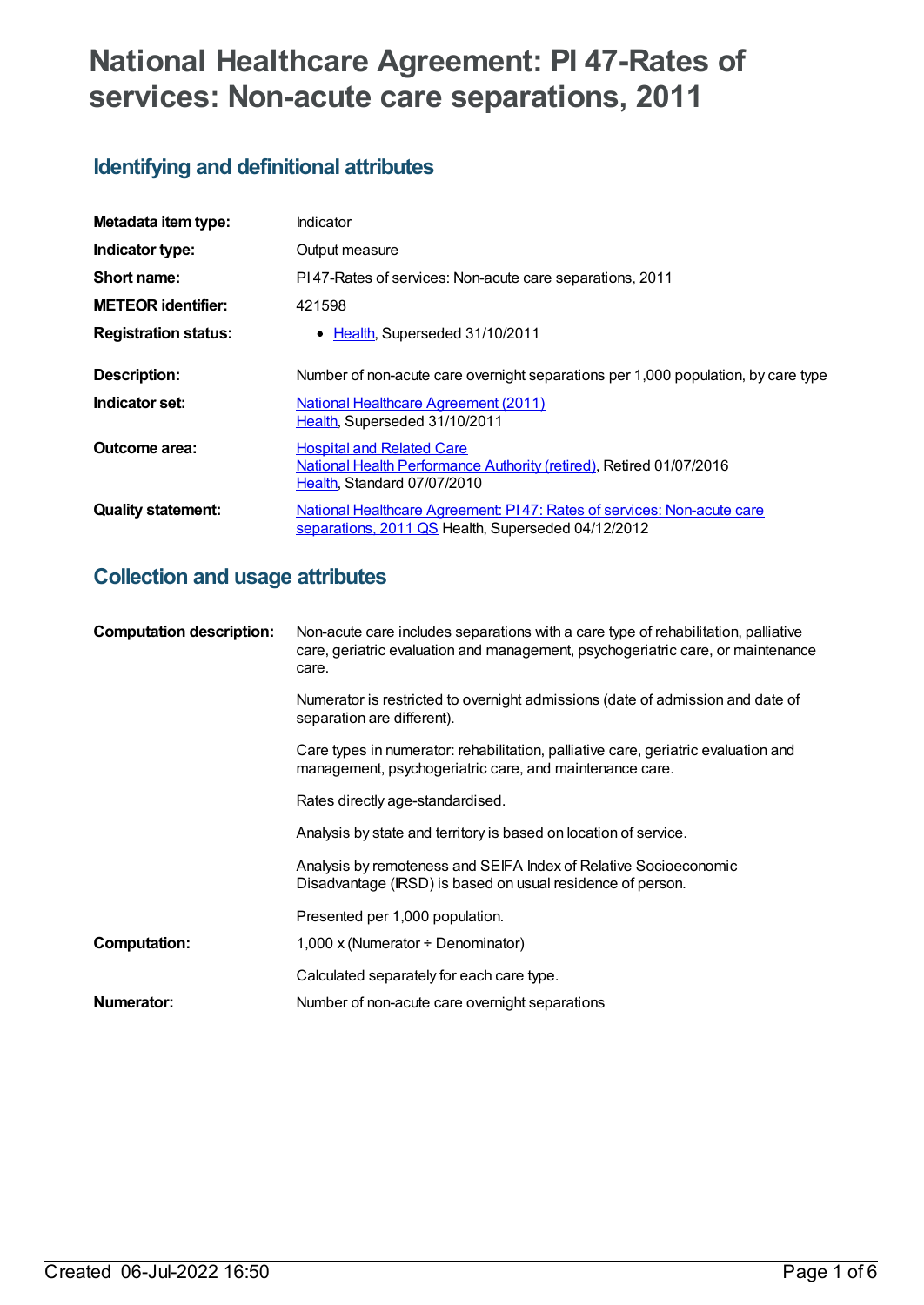# National Healthcare Agreement: PI 47-Rates of services: Non-acute care separations, 2011

## Identifying and definitional attributes

| | |
|---|---|
| **Metadata item type:** | Indicator |
| **Indicator type:** | Output measure |
| **Short name:** | PI 47-Rates of services: Non-acute care separations, 2011 |
| **METEOR identifier:** | 421598 |
| **Registration status:** | • Health, Superseded 31/10/2011 |
| **Description:** | Number of non-acute care overnight separations per 1,000 population, by care type |
| **Indicator set:** | National Healthcare Agreement (2011)<br>Health, Superseded 31/10/2011 |
| **Outcome area:** | Hospital and Related Care<br>National Health Performance Authority (retired), Retired 01/07/2016<br>Health, Standard 07/07/2010 |
| **Quality statement:** | National Healthcare Agreement: PI 47: Rates of services: Non-acute care separations, 2011 QS Health, Superseded 04/12/2012 |

## Collection and usage attributes

| | |
|---|---|
| **Computation description:** | Non-acute care includes separations with a care type of rehabilitation, palliative care, geriatric evaluation and management, psychogeriatric care, or maintenance care.<br><br>Numerator is restricted to overnight admissions (date of admission and date of separation are different).<br><br>Care types in numerator: rehabilitation, palliative care, geriatric evaluation and management, psychogeriatric care, and maintenance care.<br><br>Rates directly age-standardised.<br><br>Analysis by state and territory is based on location of service.<br><br>Analysis by remoteness and SEIFA Index of Relative Socioeconomic Disadvantage (IRSD) is based on usual residence of person.<br><br>Presented per 1,000 population. |
| **Computation:** | 1,000 x (Numerator ÷ Denominator)<br><br>Calculated separately for each care type. |
| **Numerator:** | Number of non-acute care overnight separations |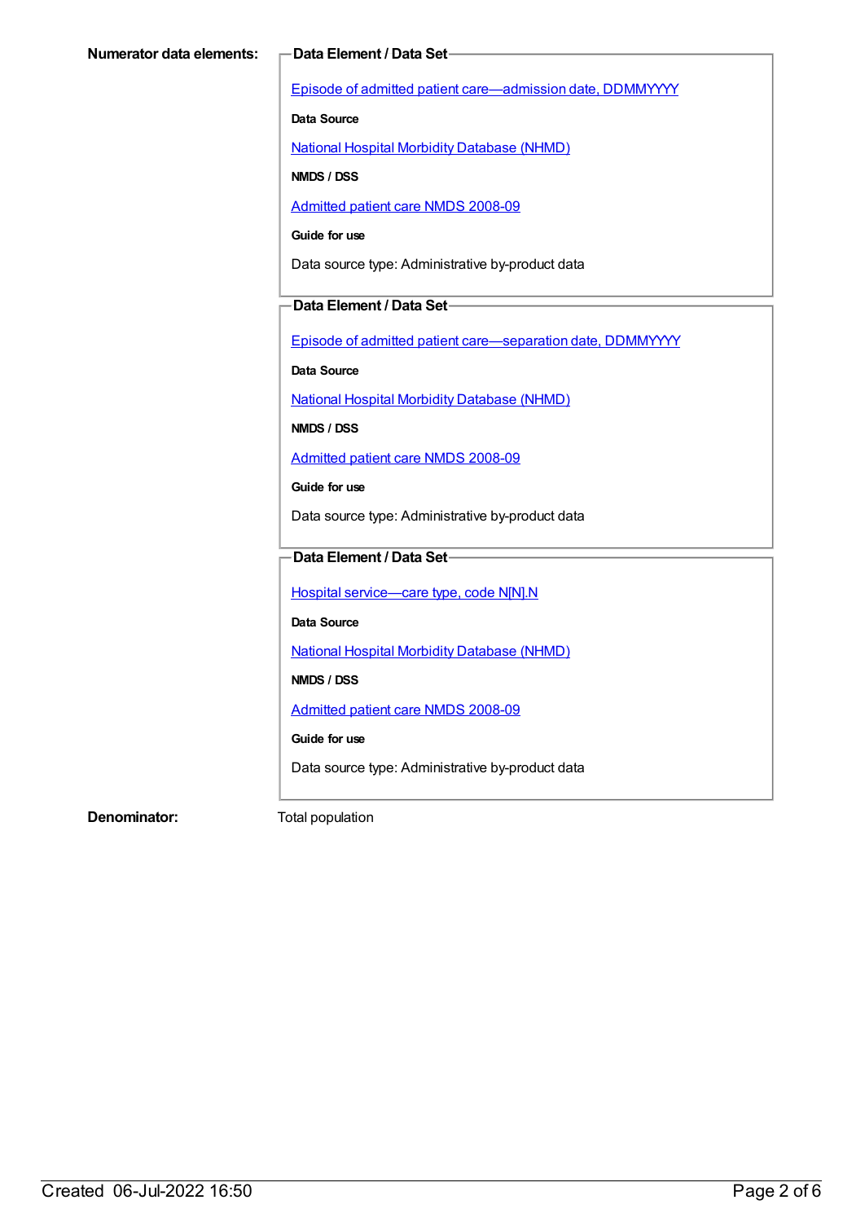**Numerator data elements:**

**Data Element / Data Set**

Episode of admitted patient care—admission date, DDMMYYYY

**Data Source**

National Hospital Morbidity Database (NHMD)

**NMDS / DSS**

Admitted patient care NMDS 2008-09

**Guide for use**

Data source type: Administrative by-product data

**Data Element / Data Set**

Episode of admitted patient care—separation date, DDMMYYYY

**Data Source**

National Hospital Morbidity Database (NHMD)

**NMDS / DSS**

Admitted patient care NMDS 2008-09

**Guide for use**

Data source type: Administrative by-product data

**Data Element / Data Set**

Hospital service—care type, code N[N].N

**Data Source**

National Hospital Morbidity Database (NHMD)

**NMDS / DSS**

Admitted patient care NMDS 2008-09

**Guide for use**

Data source type: Administrative by-product data

**Denominator:** Total population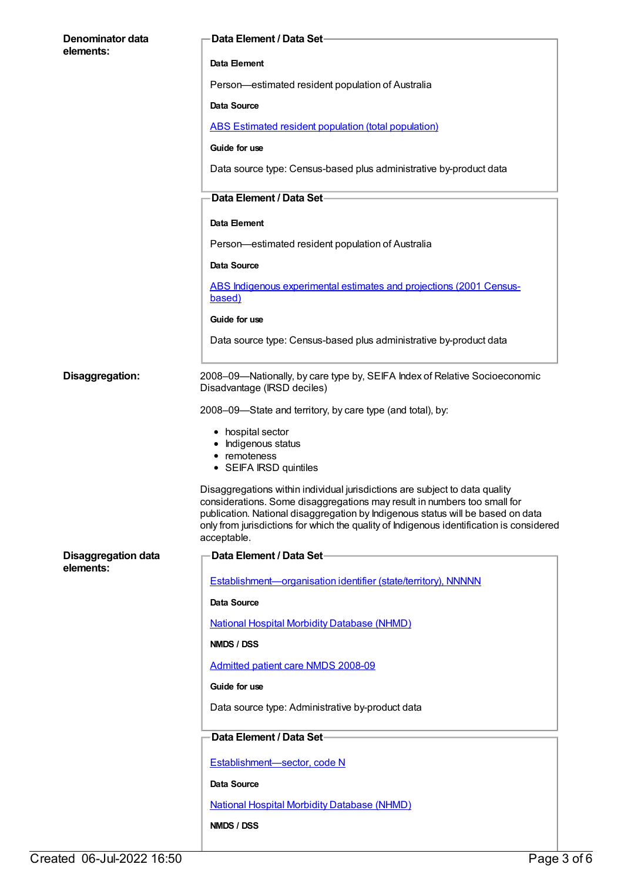**Denominator data elements:**

**Data Element / Data Set**

**Data Element**

Person—estimated resident population of Australia

**Data Source**

ABS Estimated resident population (total population)

**Guide for use**

Data source type: Census-based plus administrative by-product data

**Data Element / Data Set**

**Data Element**

Person—estimated resident population of Australia

**Data Source**

ABS Indigenous experimental estimates and projections (2001 Census-based)

**Guide for use**

Data source type: Census-based plus administrative by-product data

**Disaggregation:**

2008–09—Nationally, by care type by, SEIFA Index of Relative Socioeconomic Disadvantage (IRSD deciles)

2008–09—State and territory, by care type (and total), by:

- hospital sector
- Indigenous status
- remoteness
- SEIFA IRSD quintiles

Disaggregations within individual jurisdictions are subject to data quality considerations. Some disaggregations may result in numbers too small for publication. National disaggregation by Indigenous status will be based on data only from jurisdictions for which the quality of Indigenous identification is considered acceptable.

**Disaggregation data elements:**

**Data Element / Data Set**

Establishment—organisation identifier (state/territory), NNNNN

**Data Source**

National Hospital Morbidity Database (NHMD)

**NMDS / DSS**

Admitted patient care NMDS 2008-09

**Guide for use**

Data source type: Administrative by-product data

**Data Element / Data Set**

Establishment—sector, code N

**Data Source**

National Hospital Morbidity Database (NHMD)

**NMDS / DSS**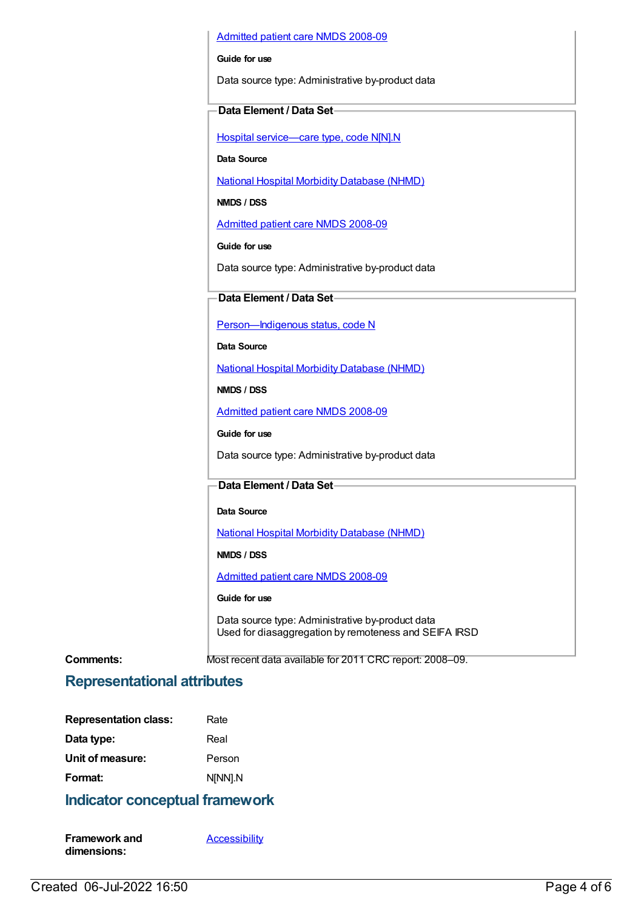Admitted patient care NMDS 2008-09

**Guide for use**

Data source type: Administrative by-product data

**Data Element / Data Set**

Hospital service—care type, code N[N].N

**Data Source**

National Hospital Morbidity Database (NHMD)

**NMDS / DSS**

Admitted patient care NMDS 2008-09

**Guide for use**

Data source type: Administrative by-product data

**Data Element / Data Set**

Person—Indigenous status, code N

**Data Source**

National Hospital Morbidity Database (NHMD)

**NMDS / DSS**

Admitted patient care NMDS 2008-09

**Guide for use**

Data source type: Administrative by-product data

**Data Element / Data Set**

**Data Source**

National Hospital Morbidity Database (NHMD)

**NMDS / DSS**

Admitted patient care NMDS 2008-09

**Guide for use**

Data source type: Administrative by-product data
Used for diasaggregation by remoteness and SEIFA IRSD

**Comments:** Most recent data available for 2011 CRC report: 2008–09.

## Representational attributes

**Representation class:** Rate

**Data type:** Real

**Unit of measure:** Person

**Format:** N[NN].N

## Indicator conceptual framework

**Framework and dimensions:** Accessibility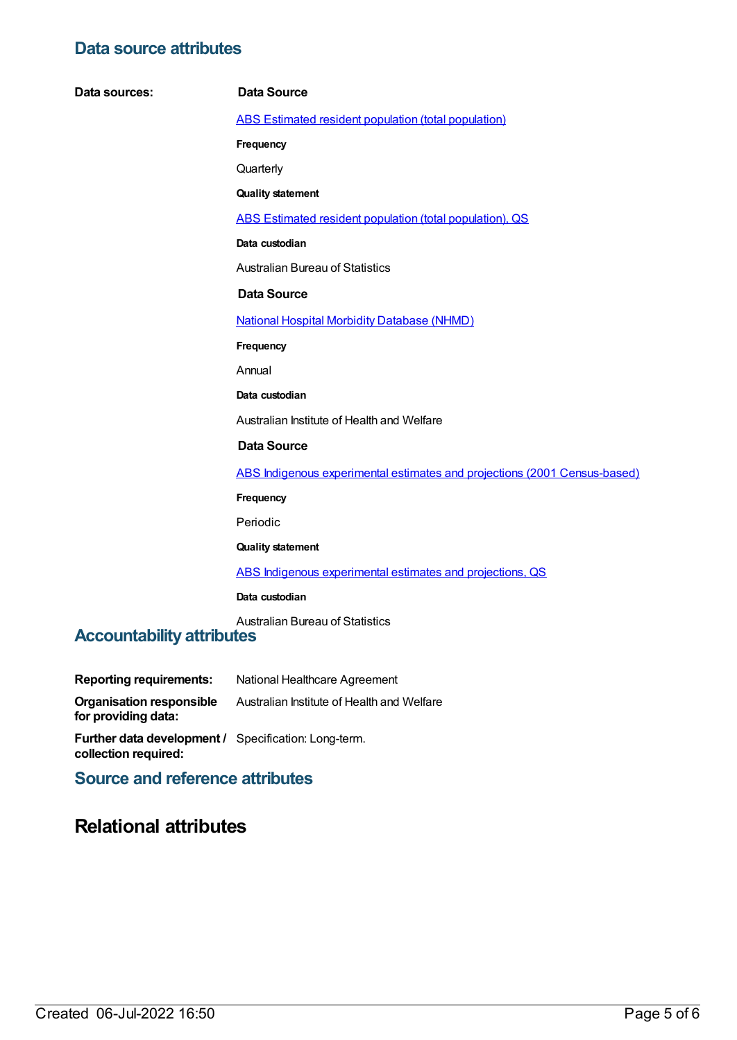## Data source attributes

**Data sources:**

**Data Source**

ABS Estimated resident population (total population)

**Frequency**

Quarterly

**Quality statement**

ABS Estimated resident population (total population), QS

**Data custodian**

Australian Bureau of Statistics

**Data Source**

National Hospital Morbidity Database (NHMD)

**Frequency**

Annual

**Data custodian**

Australian Institute of Health and Welfare

**Data Source**

ABS Indigenous experimental estimates and projections (2001 Census-based)

**Frequency**

Periodic

**Quality statement**

ABS Indigenous experimental estimates and projections, QS

**Data custodian**

Australian Bureau of Statistics

## Accountability attributes

**Reporting requirements:** National Healthcare Agreement

**Organisation responsible for providing data:** Australian Institute of Health and Welfare

**Further data development / collection required:** Specification: Long-term.

## Source and reference attributes

# Relational attributes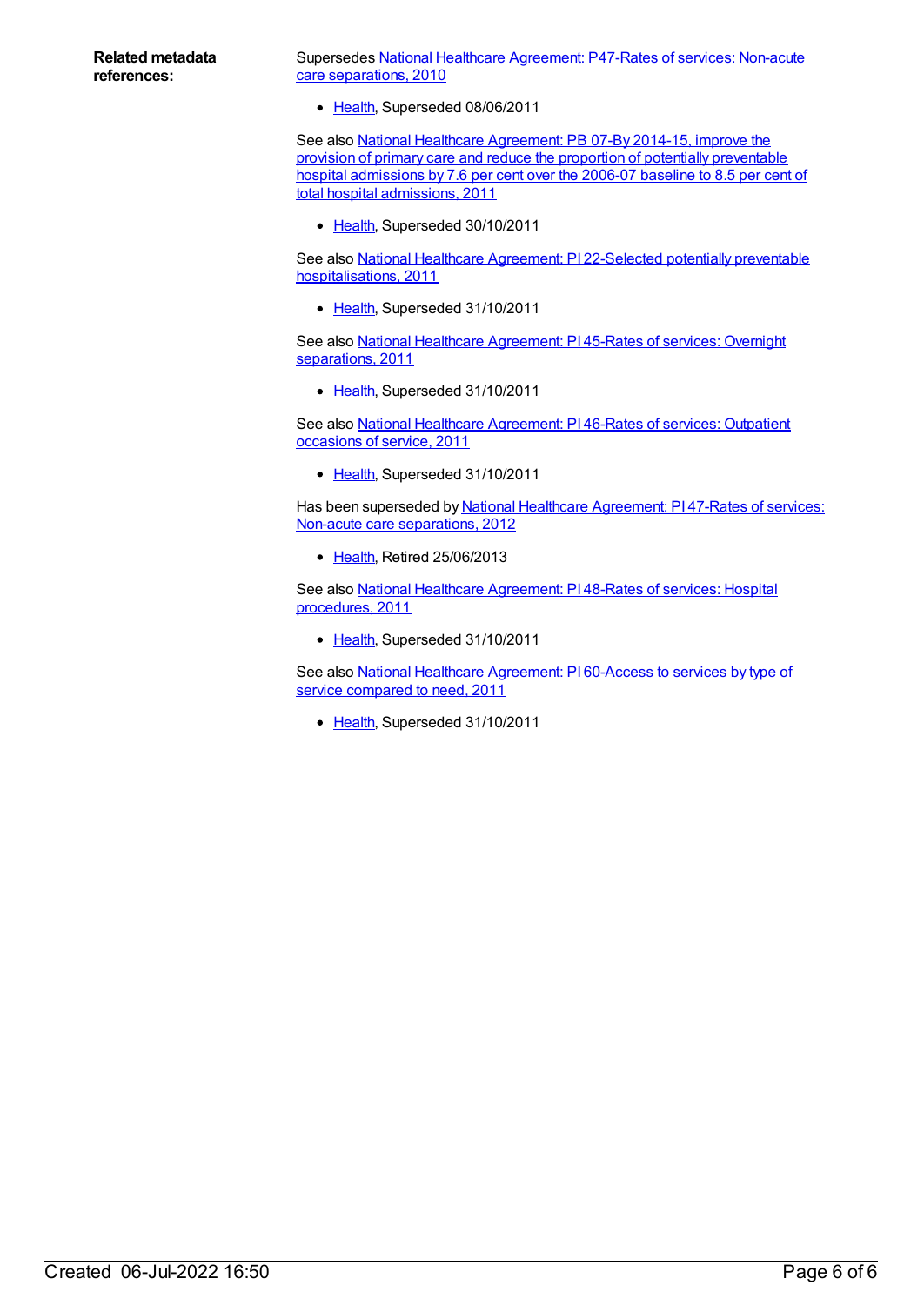**Related metadata references:**

Supersedes National Healthcare Agreement: P47-Rates of services: Non-acute care separations, 2010

- Health, Superseded 08/06/2011

See also National Healthcare Agreement: PB 07-By 2014-15, improve the provision of primary care and reduce the proportion of potentially preventable hospital admissions by 7.6 per cent over the 2006-07 baseline to 8.5 per cent of total hospital admissions, 2011

- Health, Superseded 30/10/2011

See also National Healthcare Agreement: PI 22-Selected potentially preventable hospitalisations, 2011

- Health, Superseded 31/10/2011

See also National Healthcare Agreement: PI 45-Rates of services: Overnight separations, 2011

- Health, Superseded 31/10/2011

See also National Healthcare Agreement: PI 46-Rates of services: Outpatient occasions of service, 2011

- Health, Superseded 31/10/2011

Has been superseded by National Healthcare Agreement: PI 47-Rates of services: Non-acute care separations, 2012

- Health, Retired 25/06/2013

See also National Healthcare Agreement: PI 48-Rates of services: Hospital procedures, 2011

- Health, Superseded 31/10/2011

See also National Healthcare Agreement: PI 60-Access to services by type of service compared to need, 2011

- Health, Superseded 31/10/2011